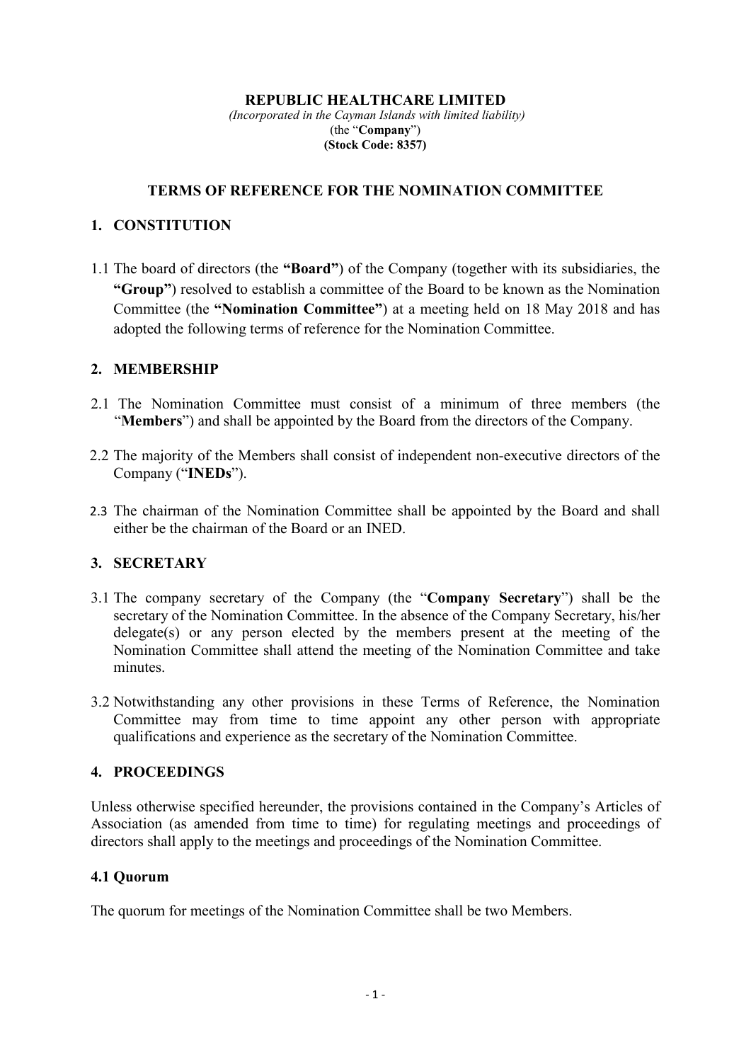**REPUBLIC HEALTHCARE LIMITED**
*(Incorporated in the Cayman Islands with limited liability)*
(the "**Company**")
**(Stock Code: 8357)**

## TERMS OF REFERENCE FOR THE NOMINATION COMMITTEE

### 1. CONSTITUTION

1.1 The board of directors (the **"Board"**) of the Company (together with its subsidiaries, the **"Group"**) resolved to establish a committee of the Board to be known as the Nomination Committee (the **"Nomination Committee"**) at a meeting held on 18 May 2018 and has adopted the following terms of reference for the Nomination Committee.

### 2. MEMBERSHIP

2.1 The Nomination Committee must consist of a minimum of three members (the "**Members**") and shall be appointed by the Board from the directors of the Company.

2.2 The majority of the Members shall consist of independent non-executive directors of the Company ("**INEDs**").

2.3 The chairman of the Nomination Committee shall be appointed by the Board and shall either be the chairman of the Board or an INED.

### 3. SECRETARY

3.1 The company secretary of the Company (the "**Company Secretary**") shall be the secretary of the Nomination Committee. In the absence of the Company Secretary, his/her delegate(s) or any person elected by the members present at the meeting of the Nomination Committee shall attend the meeting of the Nomination Committee and take minutes.

3.2 Notwithstanding any other provisions in these Terms of Reference, the Nomination Committee may from time to time appoint any other person with appropriate qualifications and experience as the secretary of the Nomination Committee.

### 4. PROCEEDINGS

Unless otherwise specified hereunder, the provisions contained in the Company's Articles of Association (as amended from time to time) for regulating meetings and proceedings of directors shall apply to the meetings and proceedings of the Nomination Committee.

#### 4.1 Quorum

The quorum for meetings of the Nomination Committee shall be two Members.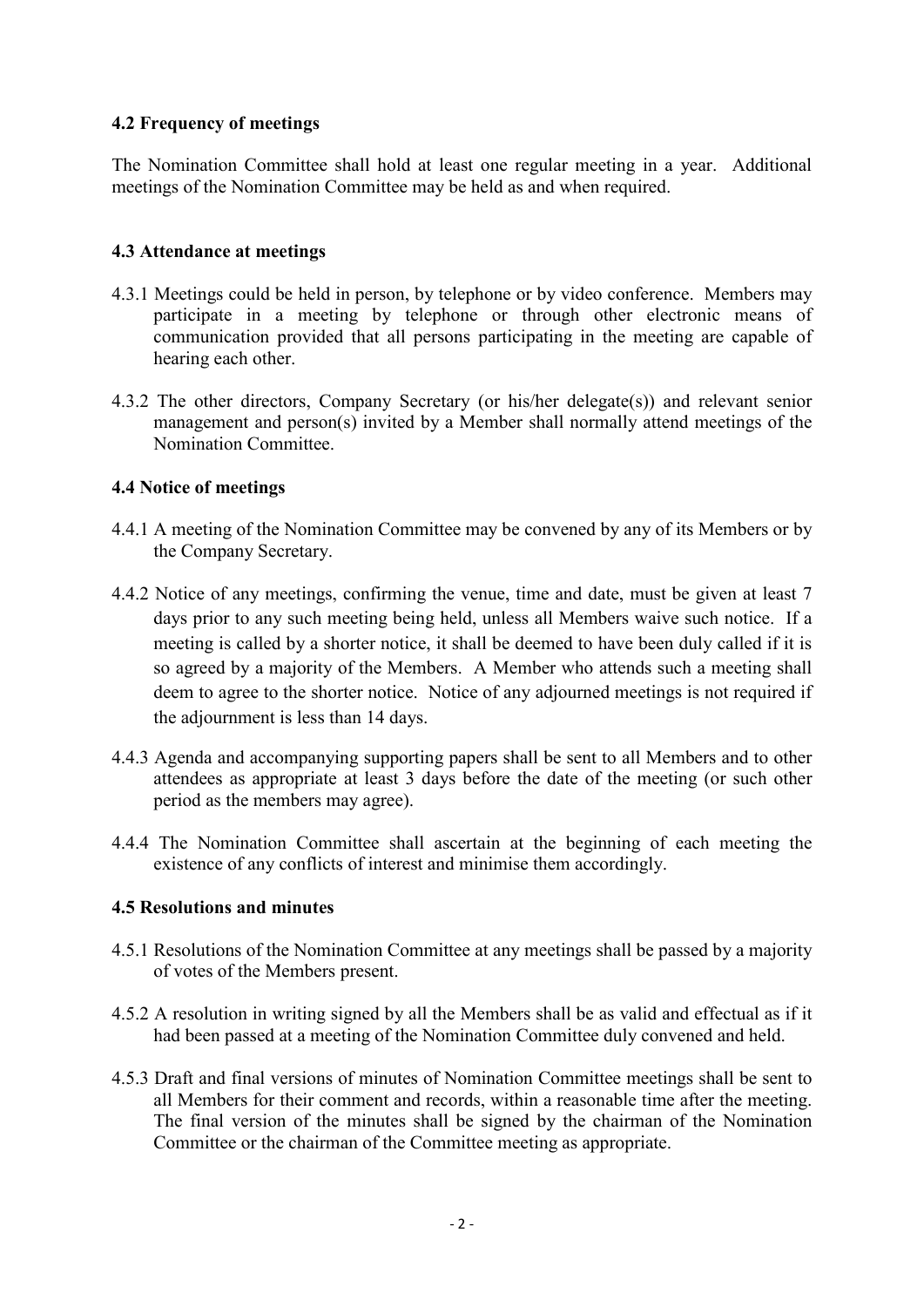### 4.2 Frequency of meetings

The Nomination Committee shall hold at least one regular meeting in a year. Additional meetings of the Nomination Committee may be held as and when required.

### 4.3 Attendance at meetings

4.3.1 Meetings could be held in person, by telephone or by video conference. Members may participate in a meeting by telephone or through other electronic means of communication provided that all persons participating in the meeting are capable of hearing each other.

4.3.2 The other directors, Company Secretary (or his/her delegate(s)) and relevant senior management and person(s) invited by a Member shall normally attend meetings of the Nomination Committee.

### 4.4 Notice of meetings

4.4.1 A meeting of the Nomination Committee may be convened by any of its Members or by the Company Secretary.

4.4.2 Notice of any meetings, confirming the venue, time and date, must be given at least 7 days prior to any such meeting being held, unless all Members waive such notice. If a meeting is called by a shorter notice, it shall be deemed to have been duly called if it is so agreed by a majority of the Members. A Member who attends such a meeting shall deem to agree to the shorter notice. Notice of any adjourned meetings is not required if the adjournment is less than 14 days.

4.4.3 Agenda and accompanying supporting papers shall be sent to all Members and to other attendees as appropriate at least 3 days before the date of the meeting (or such other period as the members may agree).

4.4.4 The Nomination Committee shall ascertain at the beginning of each meeting the existence of any conflicts of interest and minimise them accordingly.

### 4.5 Resolutions and minutes

4.5.1 Resolutions of the Nomination Committee at any meetings shall be passed by a majority of votes of the Members present.

4.5.2 A resolution in writing signed by all the Members shall be as valid and effectual as if it had been passed at a meeting of the Nomination Committee duly convened and held.

4.5.3 Draft and final versions of minutes of Nomination Committee meetings shall be sent to all Members for their comment and records, within a reasonable time after the meeting. The final version of the minutes shall be signed by the chairman of the Nomination Committee or the chairman of the Committee meeting as appropriate.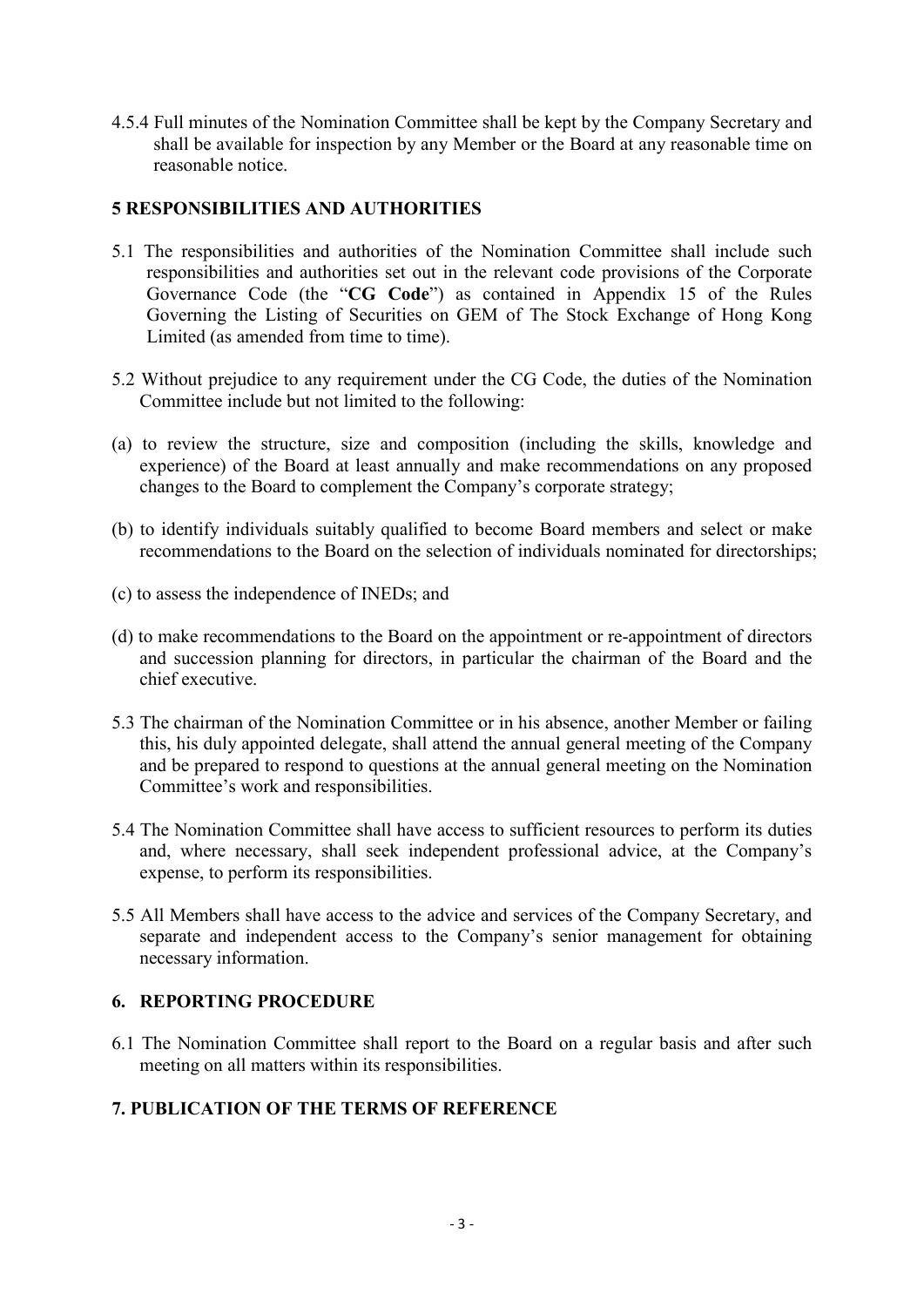4.5.4 Full minutes of the Nomination Committee shall be kept by the Company Secretary and shall be available for inspection by any Member or the Board at any reasonable time on reasonable notice.

## 5 RESPONSIBILITIES AND AUTHORITIES

5.1 The responsibilities and authorities of the Nomination Committee shall include such responsibilities and authorities set out in the relevant code provisions of the Corporate Governance Code (the "**CG Code**") as contained in Appendix 15 of the Rules Governing the Listing of Securities on GEM of The Stock Exchange of Hong Kong Limited (as amended from time to time).

5.2 Without prejudice to any requirement under the CG Code, the duties of the Nomination Committee include but not limited to the following:

(a) to review the structure, size and composition (including the skills, knowledge and experience) of the Board at least annually and make recommendations on any proposed changes to the Board to complement the Company's corporate strategy;

(b) to identify individuals suitably qualified to become Board members and select or make recommendations to the Board on the selection of individuals nominated for directorships;

(c) to assess the independence of INEDs; and

(d) to make recommendations to the Board on the appointment or re-appointment of directors and succession planning for directors, in particular the chairman of the Board and the chief executive.

5.3 The chairman of the Nomination Committee or in his absence, another Member or failing this, his duly appointed delegate, shall attend the annual general meeting of the Company and be prepared to respond to questions at the annual general meeting on the Nomination Committee's work and responsibilities.

5.4 The Nomination Committee shall have access to sufficient resources to perform its duties and, where necessary, shall seek independent professional advice, at the Company's expense, to perform its responsibilities.

5.5 All Members shall have access to the advice and services of the Company Secretary, and separate and independent access to the Company's senior management for obtaining necessary information.

## 6. REPORTING PROCEDURE

6.1 The Nomination Committee shall report to the Board on a regular basis and after such meeting on all matters within its responsibilities.

## 7. PUBLICATION OF THE TERMS OF REFERENCE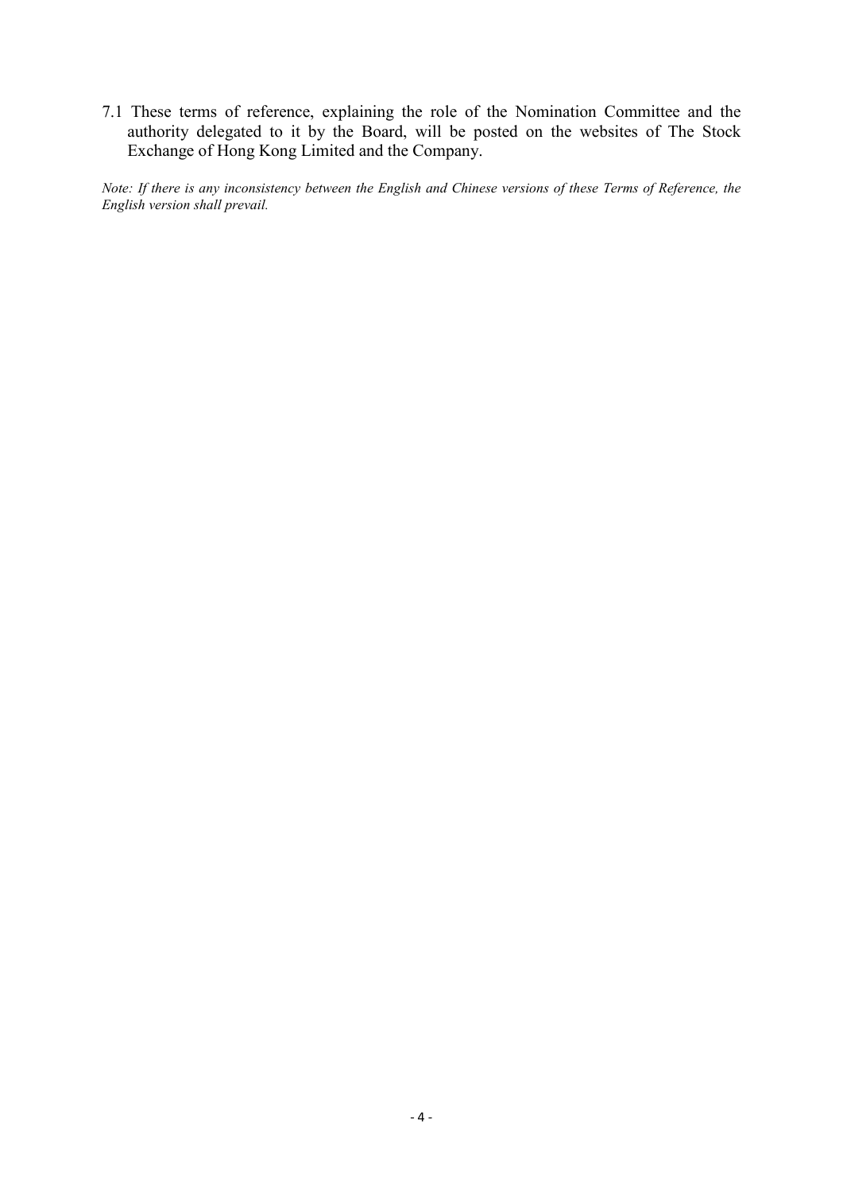7.1 These terms of reference, explaining the role of the Nomination Committee and the authority delegated to it by the Board, will be posted on the websites of The Stock Exchange of Hong Kong Limited and the Company.

*Note: If there is any inconsistency between the English and Chinese versions of these Terms of Reference, the English version shall prevail.*